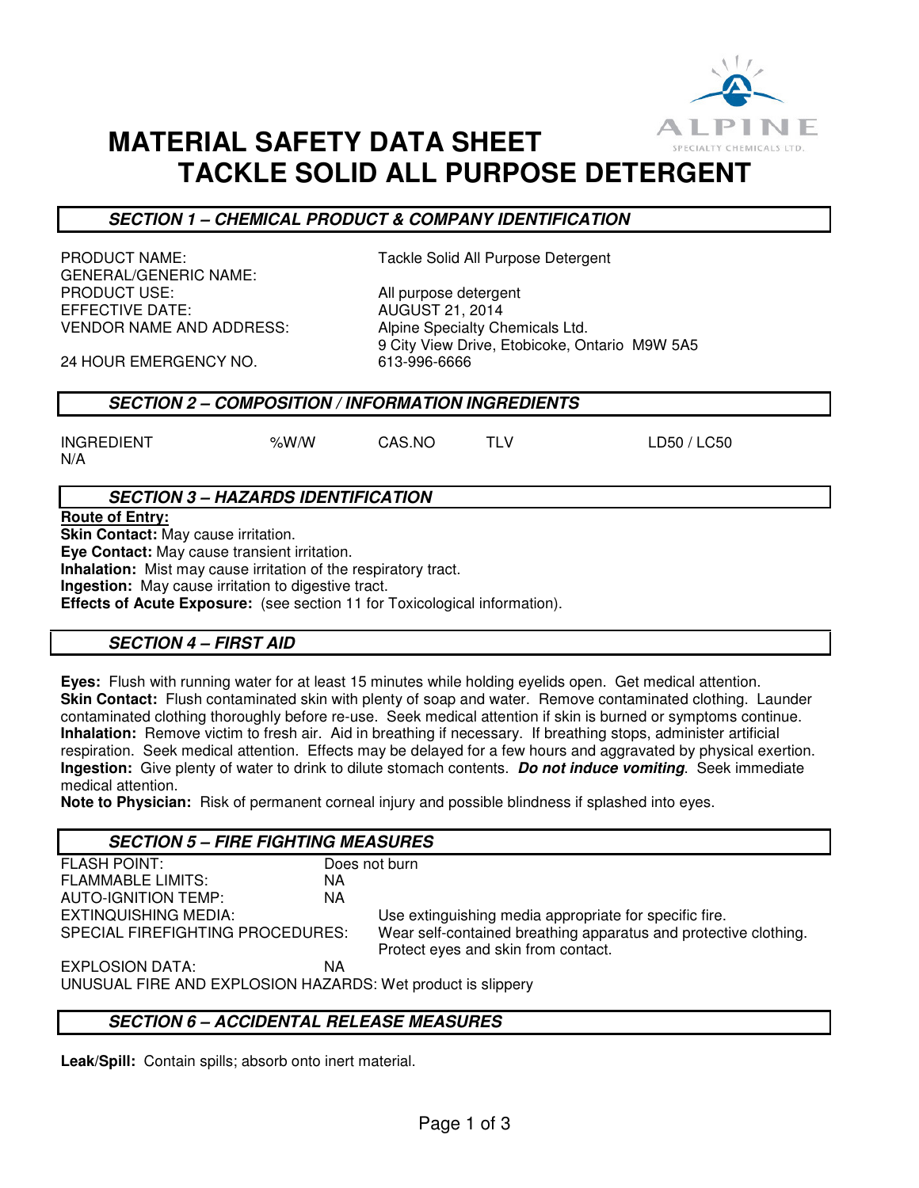# MATERIAL SAFETY DATA SHEET
# TACKLE SOLID ALL PURPOSE DETERGENT

## *SECTION 1 – CHEMICAL PRODUCT & COMPANY IDENTIFICATION*

| | |
|---|---|
| PRODUCT NAME: | Tackle Solid All Purpose Detergent |
| GENERAL/GENERIC NAME: | |
| PRODUCT USE: | All purpose detergent |
| EFFECTIVE DATE: | AUGUST 21, 2014 |
| VENDOR NAME AND ADDRESS: | Alpine Specialty Chemicals Ltd.<br>9 City View Drive, Etobicoke, Ontario M9W 5A5 |
| 24 HOUR EMERGENCY NO. | 613-996-6666 |

## *SECTION 2 – COMPOSITION / INFORMATION INGREDIENTS*

| INGREDIENT | %W/W | CAS.NO | TLV | LD50 / LC50 |
|---|---|---|---|---|
| N/A | | | | |

## *SECTION 3 – HAZARDS IDENTIFICATION*

**Route of Entry:**

**Skin Contact:** May cause irritation.
**Eye Contact:** May cause transient irritation.
**Inhalation:** Mist may cause irritation of the respiratory tract.
**Ingestion:** May cause irritation to digestive tract.
**Effects of Acute Exposure:** (see section 11 for Toxicological information).

## *SECTION 4 – FIRST AID*

**Eyes:** Flush with running water for at least 15 minutes while holding eyelids open. Get medical attention.
**Skin Contact:** Flush contaminated skin with plenty of soap and water. Remove contaminated clothing. Launder contaminated clothing thoroughly before re-use. Seek medical attention if skin is burned or symptoms continue.
**Inhalation:** Remove victim to fresh air. Aid in breathing if necessary. If breathing stops, administer artificial respiration. Seek medical attention. Effects may be delayed for a few hours and aggravated by physical exertion.
**Ingestion:** Give plenty of water to drink to dilute stomach contents. ***Do not induce vomiting***. Seek immediate medical attention.
**Note to Physician:** Risk of permanent corneal injury and possible blindness if splashed into eyes.

## *SECTION 5 – FIRE FIGHTING MEASURES*

| | |
|---|---|
| FLASH POINT: | Does not burn |
| FLAMMABLE LIMITS: | NA |
| AUTO-IGNITION TEMP: | NA |
| EXTINQUISHING MEDIA: | Use extinguishing media appropriate for specific fire. |
| SPECIAL FIREFIGHTING PROCEDURES: | Wear self-contained breathing apparatus and protective clothing. Protect eyes and skin from contact. |
| EXPLOSION DATA: | NA |

UNUSUAL FIRE AND EXPLOSION HAZARDS: Wet product is slippery

## *SECTION 6 – ACCIDENTAL RELEASE MEASURES*

**Leak/Spill:** Contain spills; absorb onto inert material.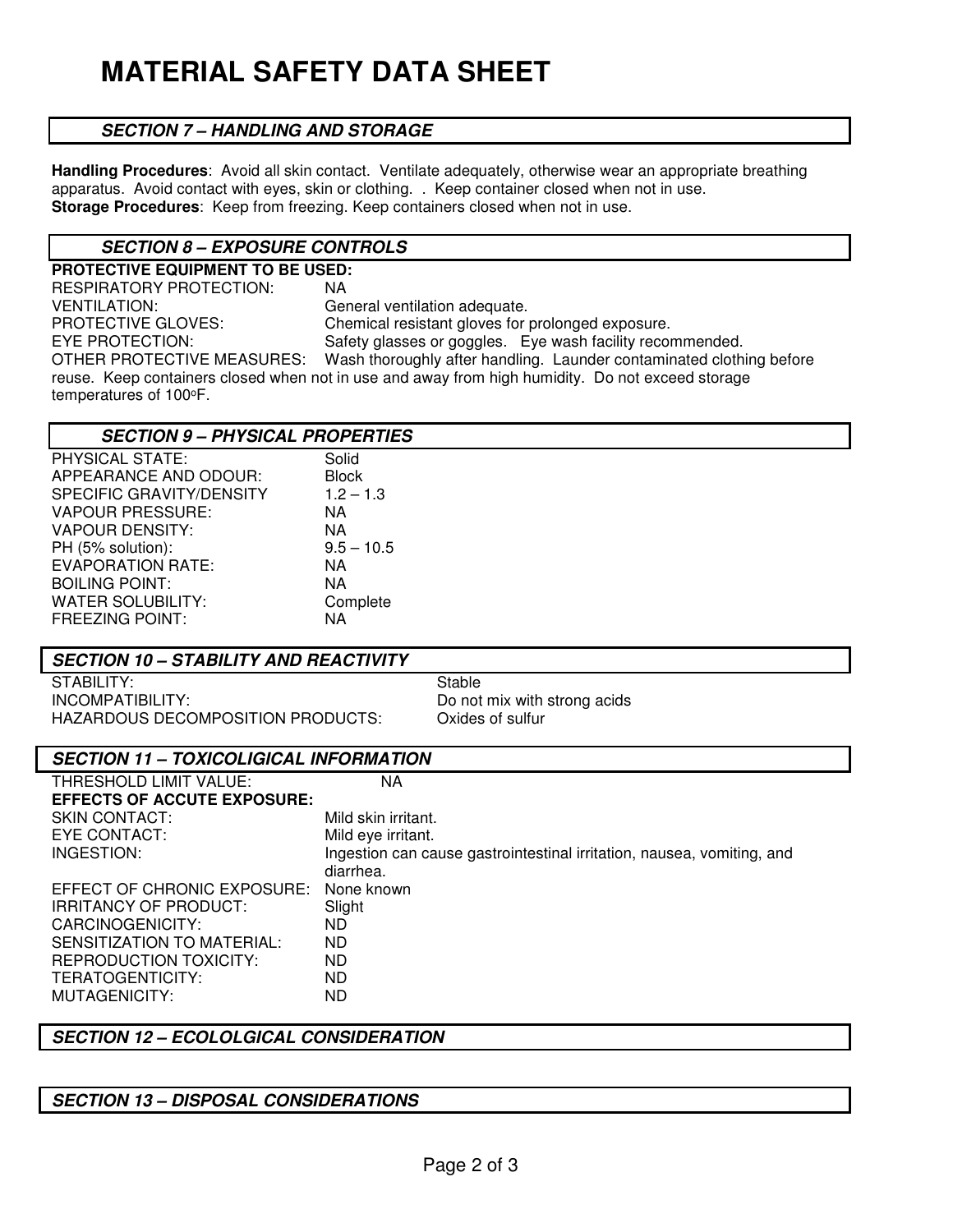# MATERIAL SAFETY DATA SHEET

## *SECTION 7 – HANDLING AND STORAGE*

**Handling Procedures**: Avoid all skin contact. Ventilate adequately, otherwise wear an appropriate breathing apparatus. Avoid contact with eyes, skin or clothing. . Keep container closed when not in use.
**Storage Procedures**: Keep from freezing. Keep containers closed when not in use.

## *SECTION 8 – EXPOSURE CONTROLS*

**PROTECTIVE EQUIPMENT TO BE USED:**

RESPIRATORY PROTECTION: NA
VENTILATION: General ventilation adequate.
PROTECTIVE GLOVES: Chemical resistant gloves for prolonged exposure.
EYE PROTECTION: Safety glasses or goggles. Eye wash facility recommended.
OTHER PROTECTIVE MEASURES: Wash thoroughly after handling. Launder contaminated clothing before reuse. Keep containers closed when not in use and away from high humidity. Do not exceed storage temperatures of 100°F.

## *SECTION 9 – PHYSICAL PROPERTIES*

| | |
|---|---|
| PHYSICAL STATE: | Solid |
| APPEARANCE AND ODOUR: | Block |
| SPECIFIC GRAVITY/DENSITY | 1.2 – 1.3 |
| VAPOUR PRESSURE: | NA |
| VAPOUR DENSITY: | NA |
| PH (5% solution): | 9.5 – 10.5 |
| EVAPORATION RATE: | NA |
| BOILING POINT: | NA |
| WATER SOLUBILITY: | Complete |
| FREEZING POINT: | NA |

## *SECTION 10 – STABILITY AND REACTIVITY*

| | |
|---|---|
| STABILITY: | Stable |
| INCOMPATIBILITY: | Do not mix with strong acids |
| HAZARDOUS DECOMPOSITION PRODUCTS: | Oxides of sulfur |

## *SECTION 11 – TOXICOLIGICAL INFORMATION*

THRESHOLD LIMIT VALUE: NA

**EFFECTS OF ACCUTE EXPOSURE:**

| | |
|---|---|
| SKIN CONTACT: | Mild skin irritant. |
| EYE CONTACT: | Mild eye irritant. |
| INGESTION: | Ingestion can cause gastrointestinal irritation, nausea, vomiting, and diarrhea. |
| EFFECT OF CHRONIC EXPOSURE: | None known |
| IRRITANCY OF PRODUCT: | Slight |
| CARCINOGENICITY: | ND |
| SENSITIZATION TO MATERIAL: | ND |
| REPRODUCTION TOXICITY: | ND |
| TERATOGENTICITY: | ND |
| MUTAGENICITY: | ND |

## *SECTION 12 – ECOLOLGICAL CONSIDERATION*

## *SECTION 13 – DISPOSAL CONSIDERATIONS*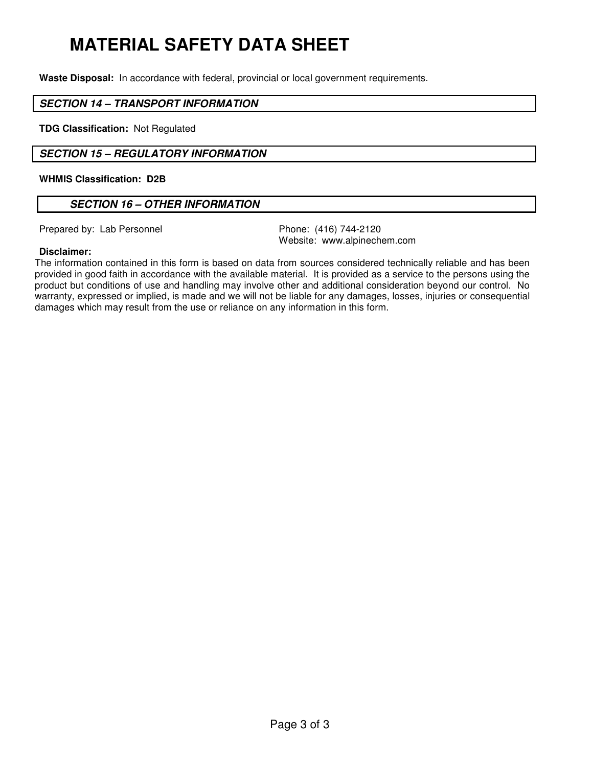# MATERIAL SAFETY DATA SHEET

**Waste Disposal:** In accordance with federal, provincial or local government requirements.

## *SECTION 14 – TRANSPORT INFORMATION*

**TDG Classification:** Not Regulated

## *SECTION 15 – REGULATORY INFORMATION*

**WHMIS Classification: D2B**

## *SECTION 16 – OTHER INFORMATION*

Prepared by: Lab Personnel

Phone: (416) 744-2120
Website: www.alpinechem.com

**Disclaimer:**
The information contained in this form is based on data from sources considered technically reliable and has been provided in good faith in accordance with the available material. It is provided as a service to the persons using the product but conditions of use and handling may involve other and additional consideration beyond our control. No warranty, expressed or implied, is made and we will not be liable for any damages, losses, injuries or consequential damages which may result from the use or reliance on any information in this form.